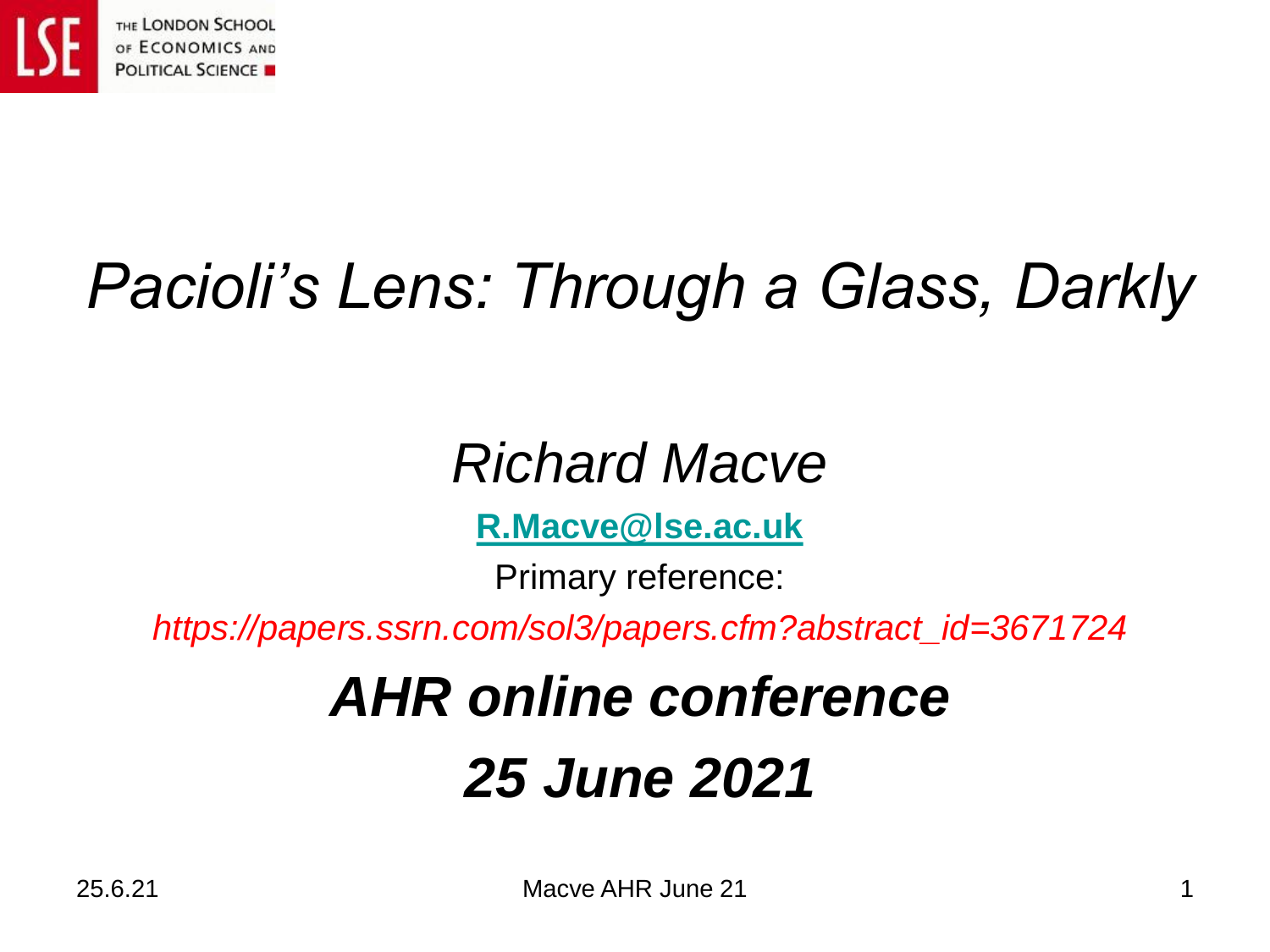THE LONDON SCHOOL OF ECONOMICS AND POLITICAL SCIENCE

# *Pacioli's Lens: Through a Glass, Darkly*

## *Richard Macve*

**R.Macve@lse.ac.uk**

Primary reference:

*https://papers.ssrn.com/sol3/papers.cfm?abstract_id=3671724*

## ***AHR online conference***

## ***25 June 2021***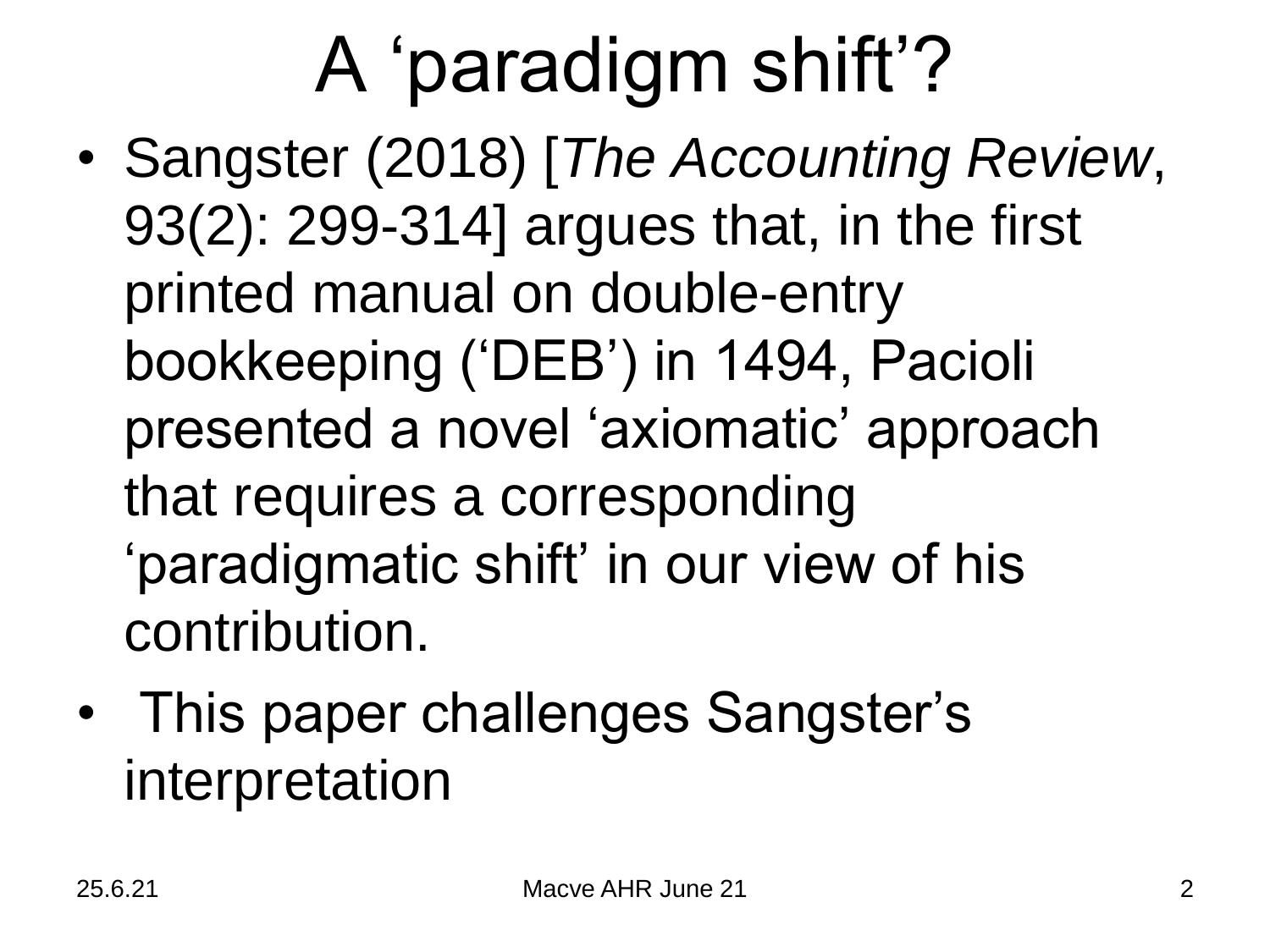# A ‘paradigm shift’?

- Sangster (2018) [*The Accounting Review*, 93(2): 299-314] argues that, in the first printed manual on double-entry bookkeeping (‘DEB’) in 1494, Pacioli presented a novel ‘axiomatic’ approach that requires a corresponding ‘paradigmatic shift’ in our view of his contribution.
- This paper challenges Sangster’s interpretation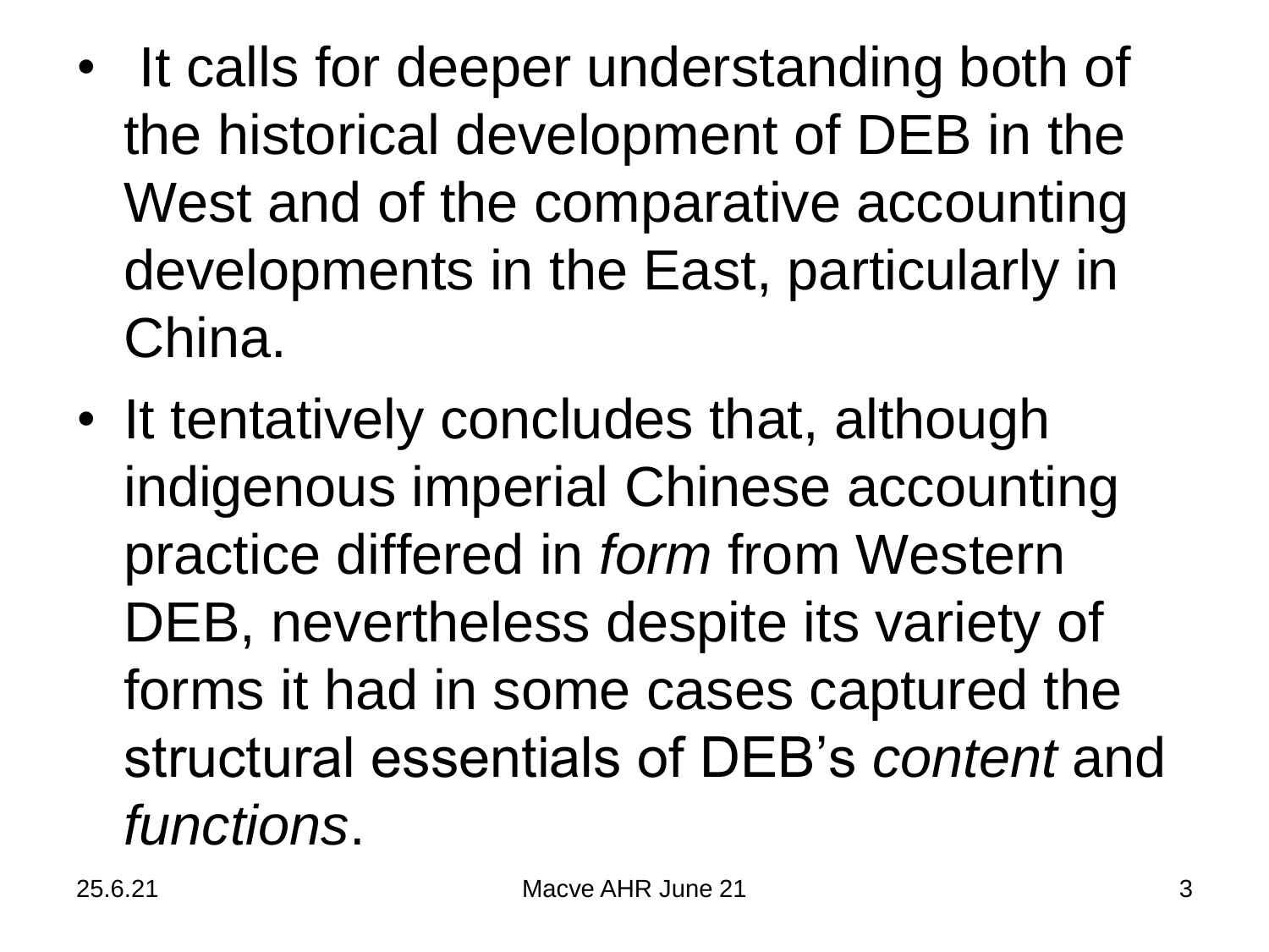- It calls for deeper understanding both of the historical development of DEB in the West and of the comparative accounting developments in the East, particularly in China.
- It tentatively concludes that, although indigenous imperial Chinese accounting practice differed in *form* from Western DEB, nevertheless despite its variety of forms it had in some cases captured the structural essentials of DEB's *content* and *functions*.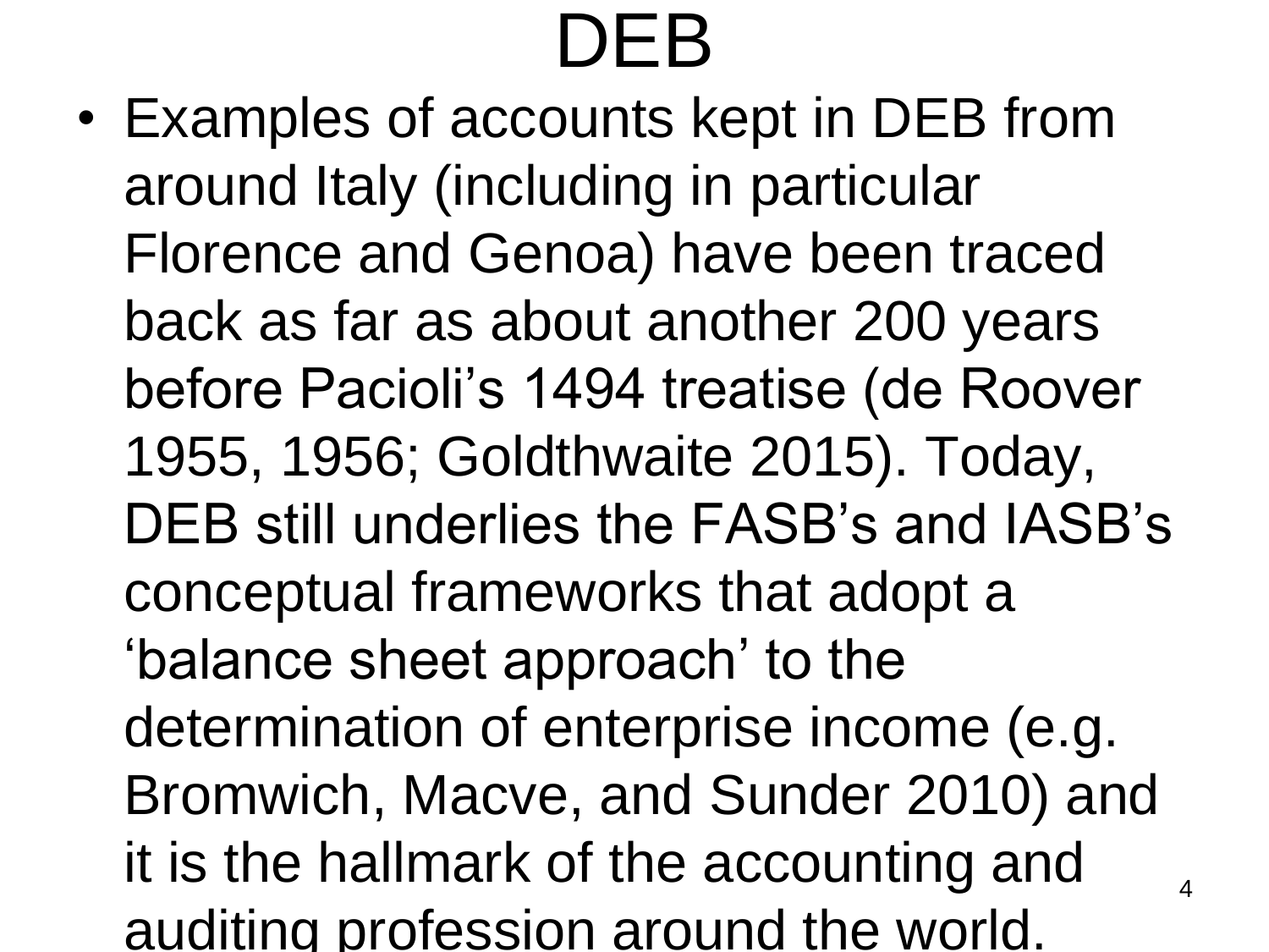# DEB

- Examples of accounts kept in DEB from around Italy (including in particular Florence and Genoa) have been traced back as far as about another 200 years before Pacioli's 1494 treatise (de Roover 1955, 1956; Goldthwaite 2015). Today, DEB still underlies the FASB's and IASB's conceptual frameworks that adopt a 'balance sheet approach' to the determination of enterprise income (e.g. Bromwich, Macve, and Sunder 2010) and it is the hallmark of the accounting and auditing profession around the world.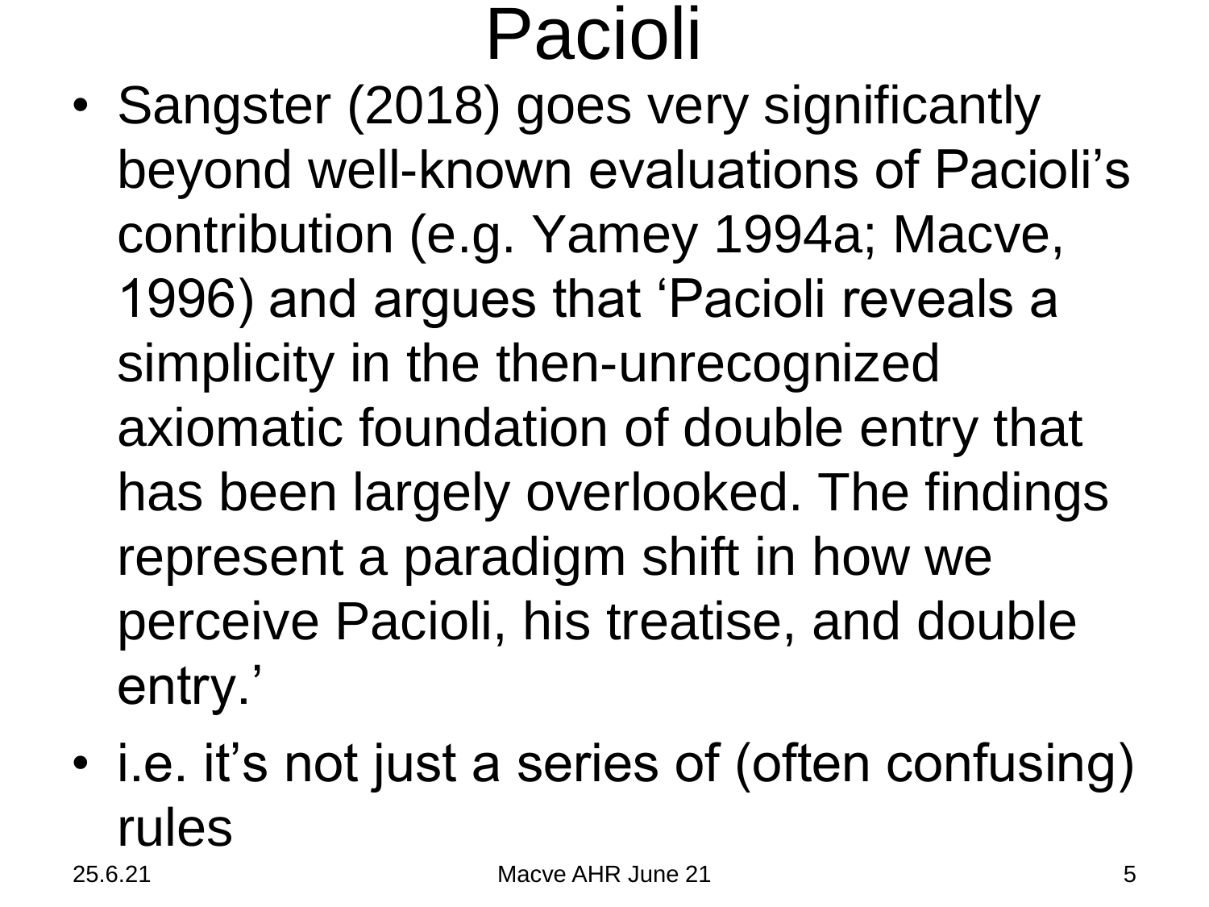# Pacioli

- Sangster (2018) goes very significantly beyond well-known evaluations of Pacioli's contribution (e.g. Yamey 1994a; Macve, 1996) and argues that 'Pacioli reveals a simplicity in the then-unrecognized axiomatic foundation of double entry that has been largely overlooked. The findings represent a paradigm shift in how we perceive Pacioli, his treatise, and double entry.'
- i.e. it's not just a series of (often confusing) rules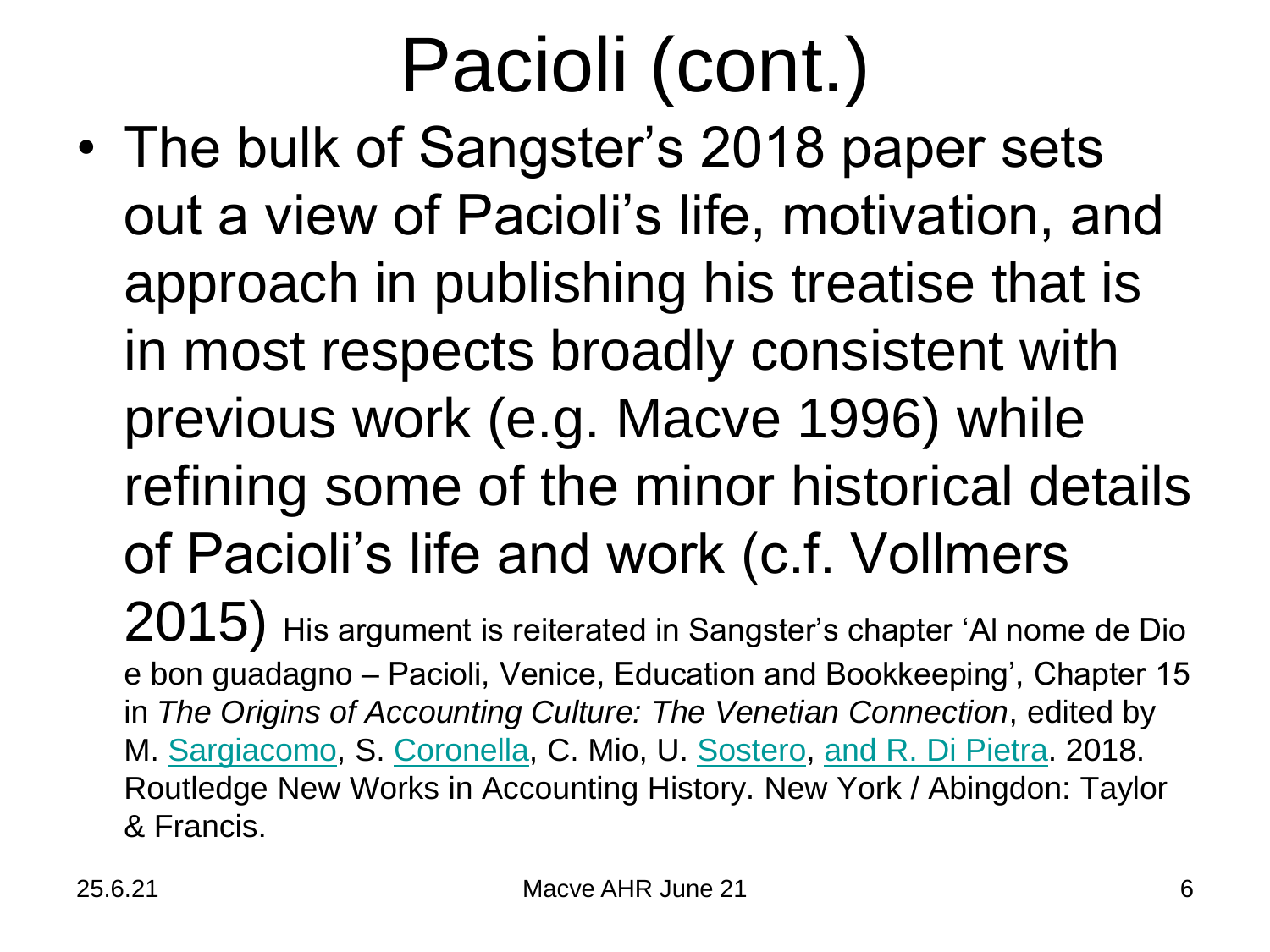# Pacioli (cont.)

- The bulk of Sangster's 2018 paper sets out a view of Pacioli's life, motivation, and approach in publishing his treatise that is in most respects broadly consistent with previous work (e.g. Macve 1996) while refining some of the minor historical details of Pacioli's life and work (c.f. Vollmers 2015) His argument is reiterated in Sangster's chapter 'Al nome de Dio e bon guadagno – Pacioli, Venice, Education and Bookkeeping', Chapter 15 in *The Origins of Accounting Culture: The Venetian Connection*, edited by M. Sargiacomo, S. Coronella, C. Mio, U. Sostero, and R. Di Pietra. 2018. Routledge New Works in Accounting History. New York / Abingdon: Taylor & Francis.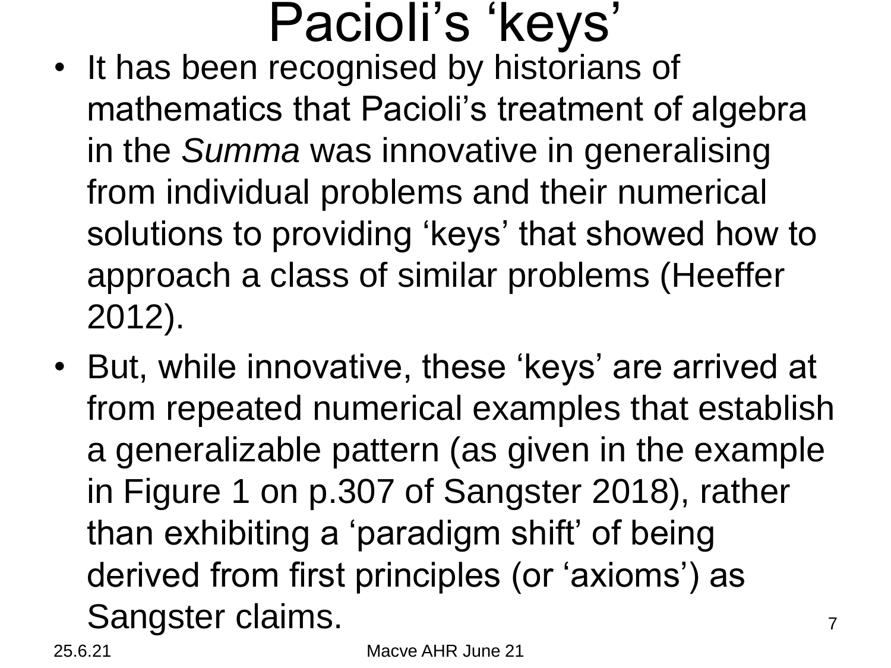# Pacioli’s ‘keys’

- It has been recognised by historians of mathematics that Pacioli’s treatment of algebra in the *Summa* was innovative in generalising from individual problems and their numerical solutions to providing ‘keys’ that showed how to approach a class of similar problems (Heeffer 2012).
- But, while innovative, these ‘keys’ are arrived at from repeated numerical examples that establish a generalizable pattern (as given in the example in Figure 1 on p.307 of Sangster 2018), rather than exhibiting a ‘paradigm shift’ of being derived from first principles (or ‘axioms’) as Sangster claims.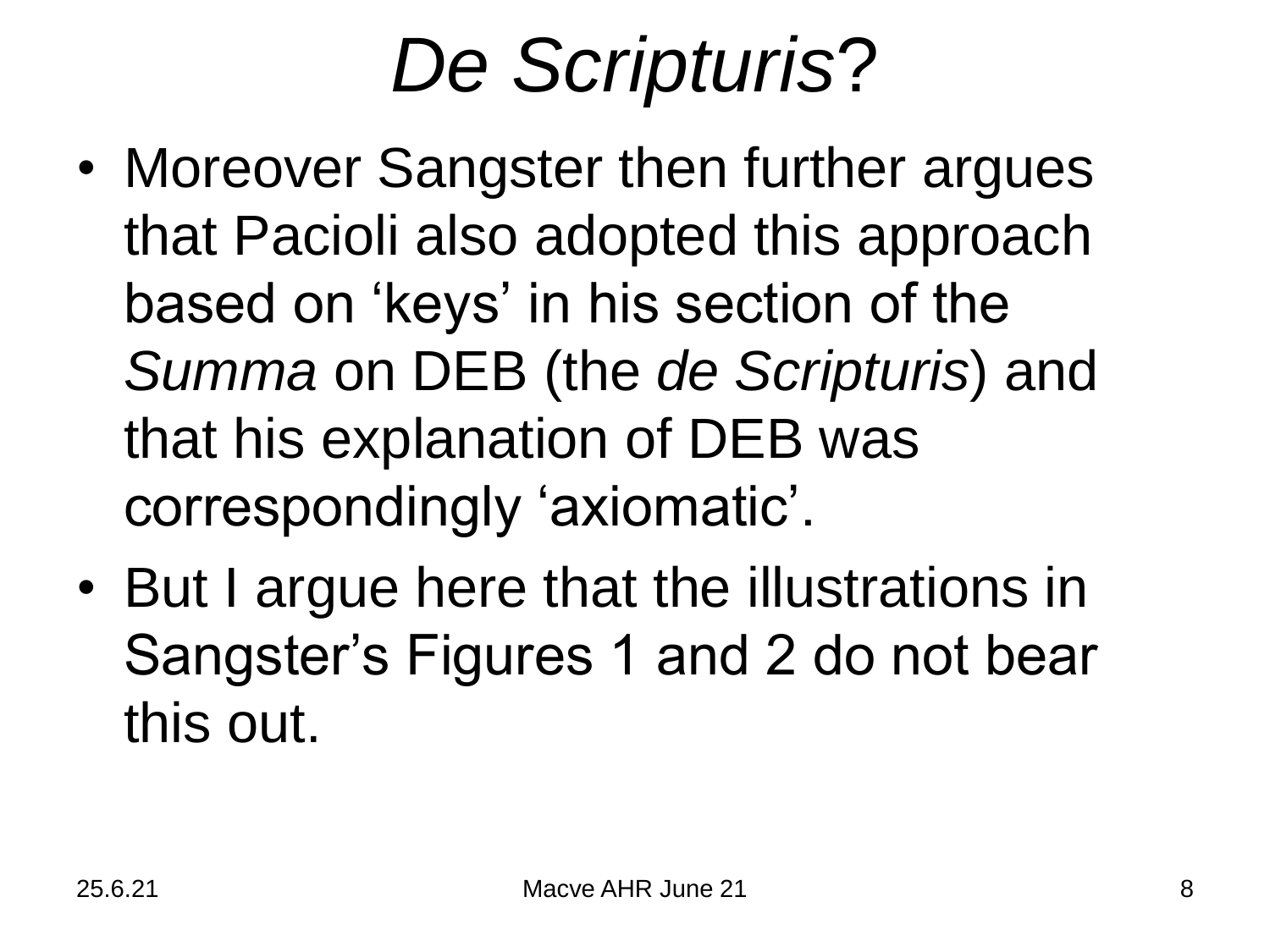# *De Scripturis*?

- Moreover Sangster then further argues that Pacioli also adopted this approach based on ‘keys’ in his section of the *Summa* on DEB (the *de Scripturis*) and that his explanation of DEB was correspondingly ‘axiomatic’.
- But I argue here that the illustrations in Sangster’s Figures 1 and 2 do not bear this out.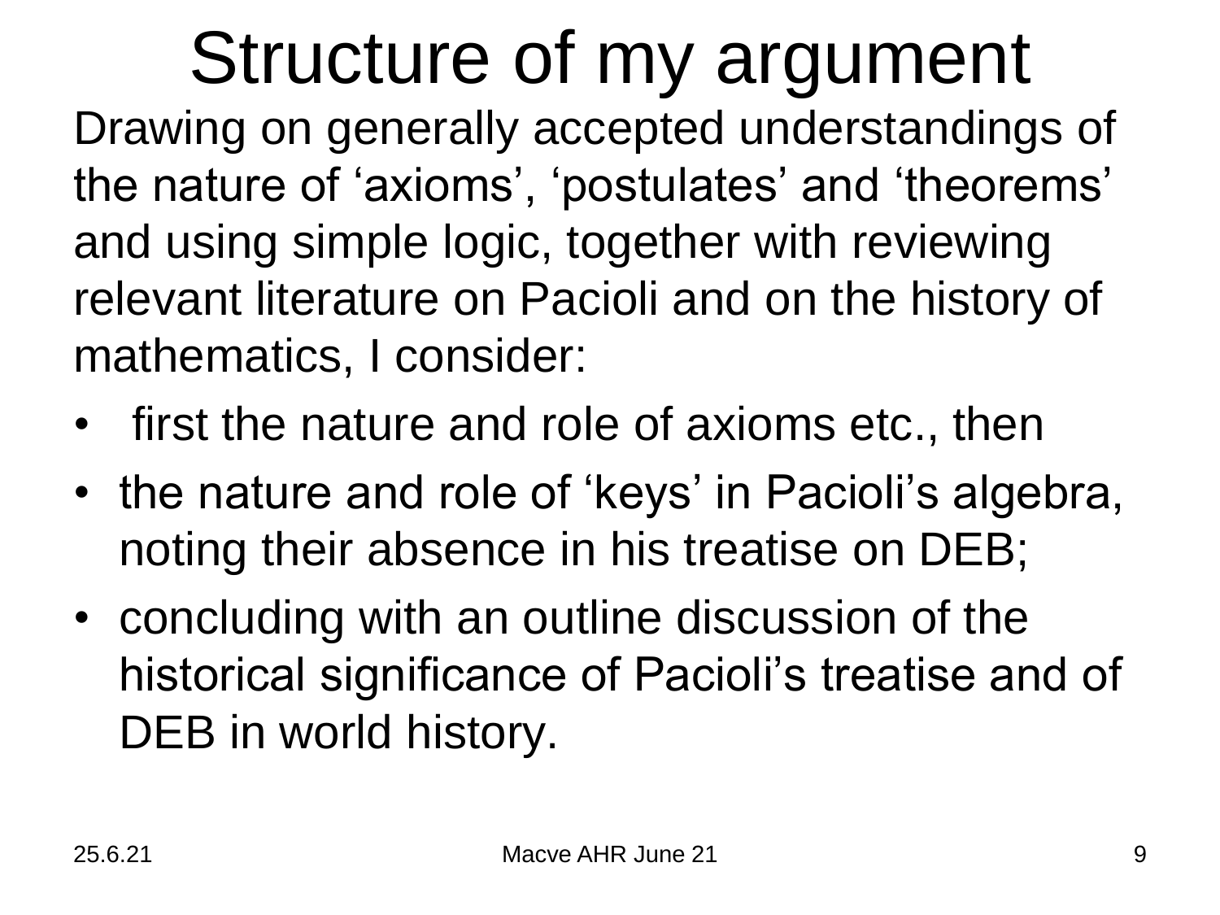# Structure of my argument

Drawing on generally accepted understandings of the nature of ‘axioms’, ‘postulates’ and ‘theorems’ and using simple logic, together with reviewing relevant literature on Pacioli and on the history of mathematics, I consider:

- first the nature and role of axioms etc., then
- the nature and role of ‘keys’ in Pacioli’s algebra, noting their absence in his treatise on DEB;
- concluding with an outline discussion of the historical significance of Pacioli’s treatise and of DEB in world history.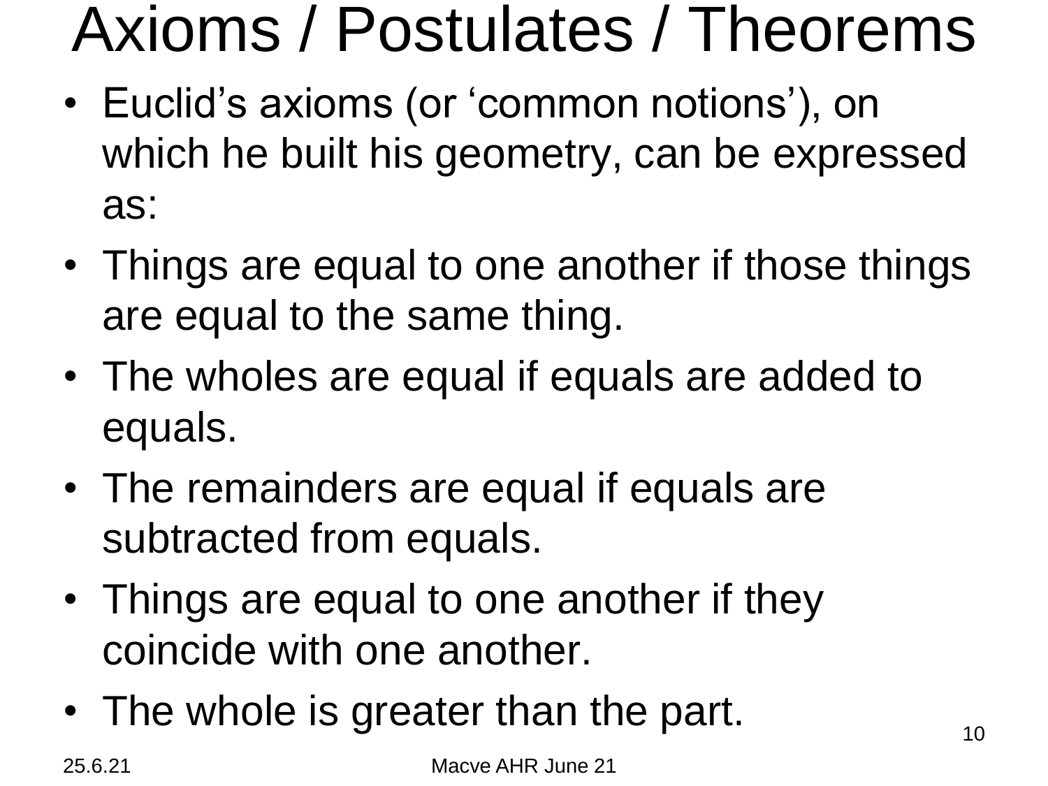# Axioms / Postulates / Theorems

- Euclid's axioms (or 'common notions'), on which he built his geometry, can be expressed as:
- Things are equal to one another if those things are equal to the same thing.
- The wholes are equal if equals are added to equals.
- The remainders are equal if equals are subtracted from equals.
- Things are equal to one another if they coincide with one another.
- The whole is greater than the part.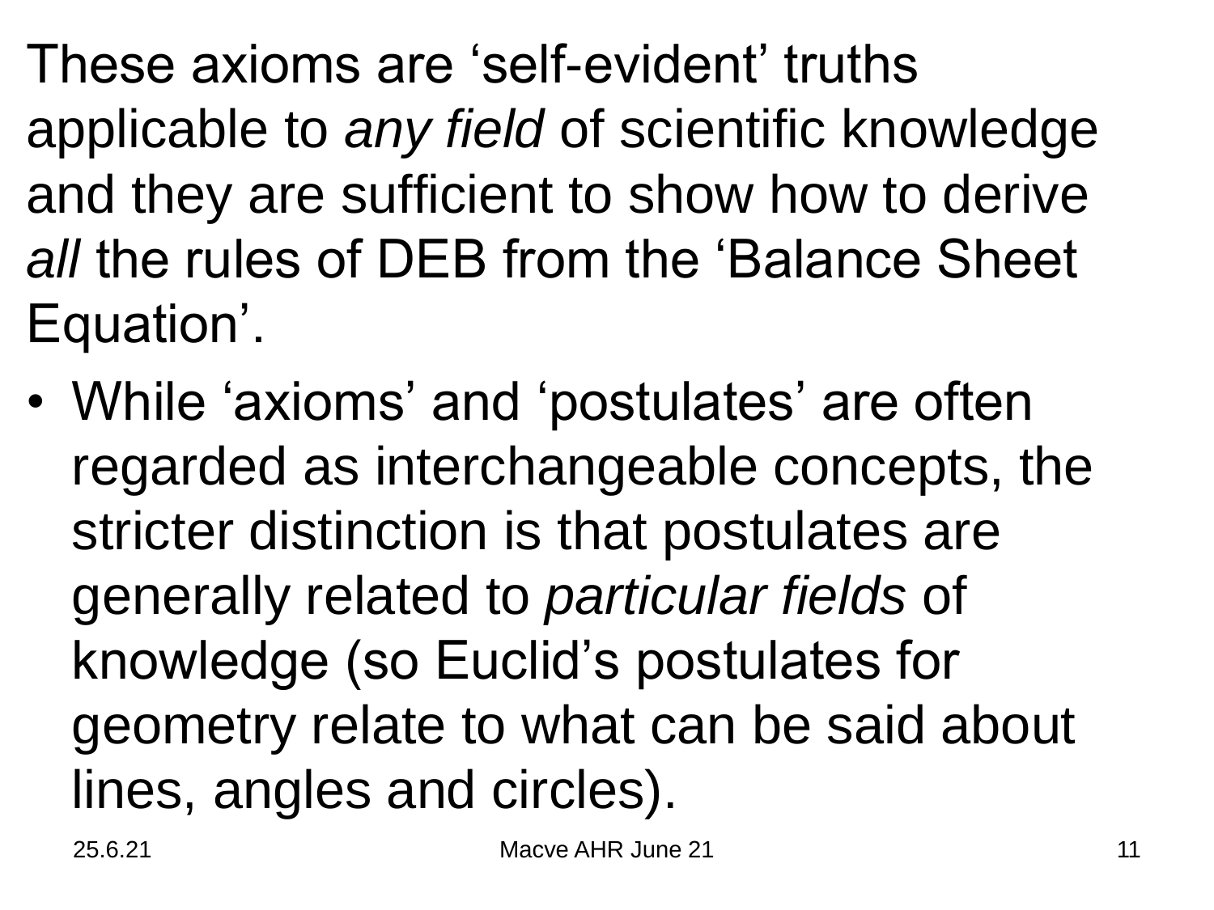These axioms are ‘self-evident’ truths applicable to *any field* of scientific knowledge and they are sufficient to show how to derive *all* the rules of DEB from the ‘Balance Sheet Equation’.

- While ‘axioms’ and ‘postulates’ are often regarded as interchangeable concepts, the stricter distinction is that postulates are generally related to *particular fields* of knowledge (so Euclid’s postulates for geometry relate to what can be said about lines, angles and circles).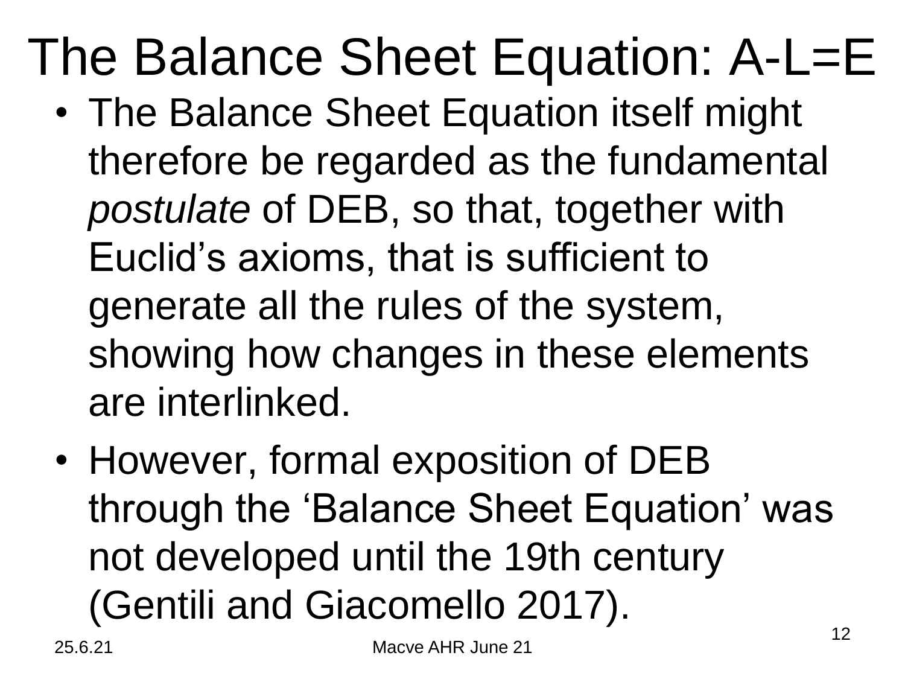# The Balance Sheet Equation: A-L=E

- The Balance Sheet Equation itself might therefore be regarded as the fundamental *postulate* of DEB, so that, together with Euclid's axioms, that is sufficient to generate all the rules of the system, showing how changes in these elements are interlinked.
- However, formal exposition of DEB through the 'Balance Sheet Equation' was not developed until the 19th century (Gentili and Giacomello 2017).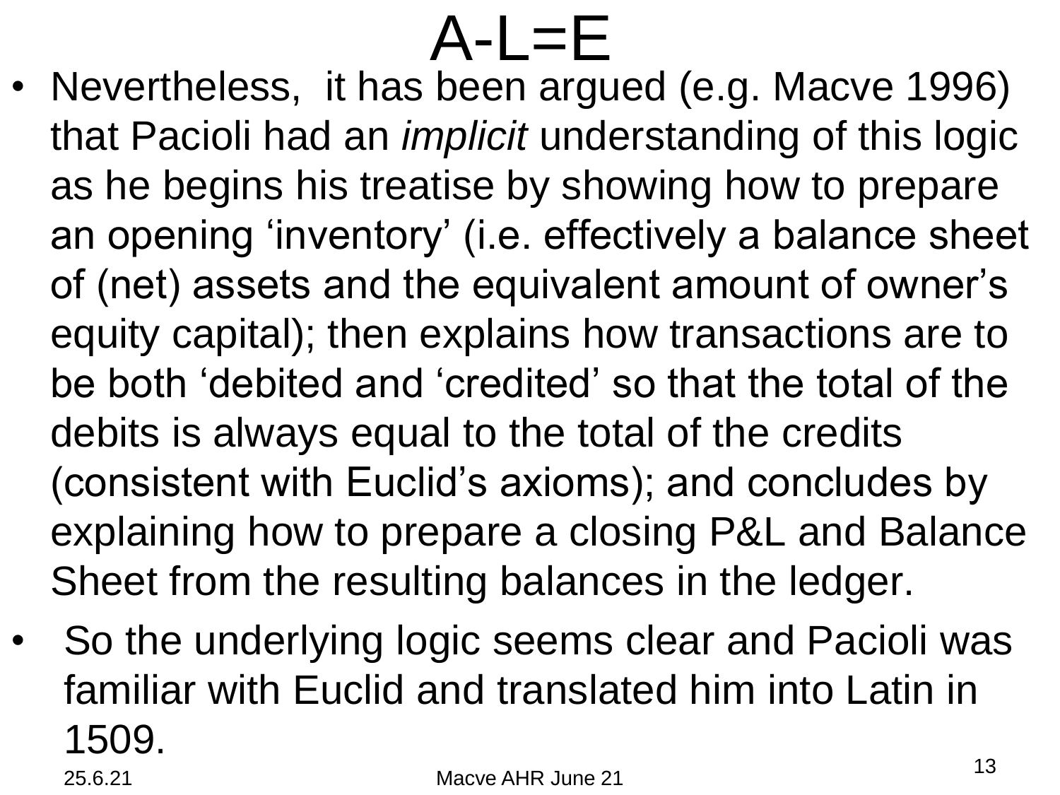# A-L=E

- Nevertheless, it has been argued (e.g. Macve 1996) that Pacioli had an *implicit* understanding of this logic as he begins his treatise by showing how to prepare an opening ‘inventory’ (i.e. effectively a balance sheet of (net) assets and the equivalent amount of owner’s equity capital); then explains how transactions are to be both ‘debited and ‘credited’ so that the total of the debits is always equal to the total of the credits (consistent with Euclid’s axioms); and concludes by explaining how to prepare a closing P&L and Balance Sheet from the resulting balances in the ledger.
- So the underlying logic seems clear and Pacioli was familiar with Euclid and translated him into Latin in 1509.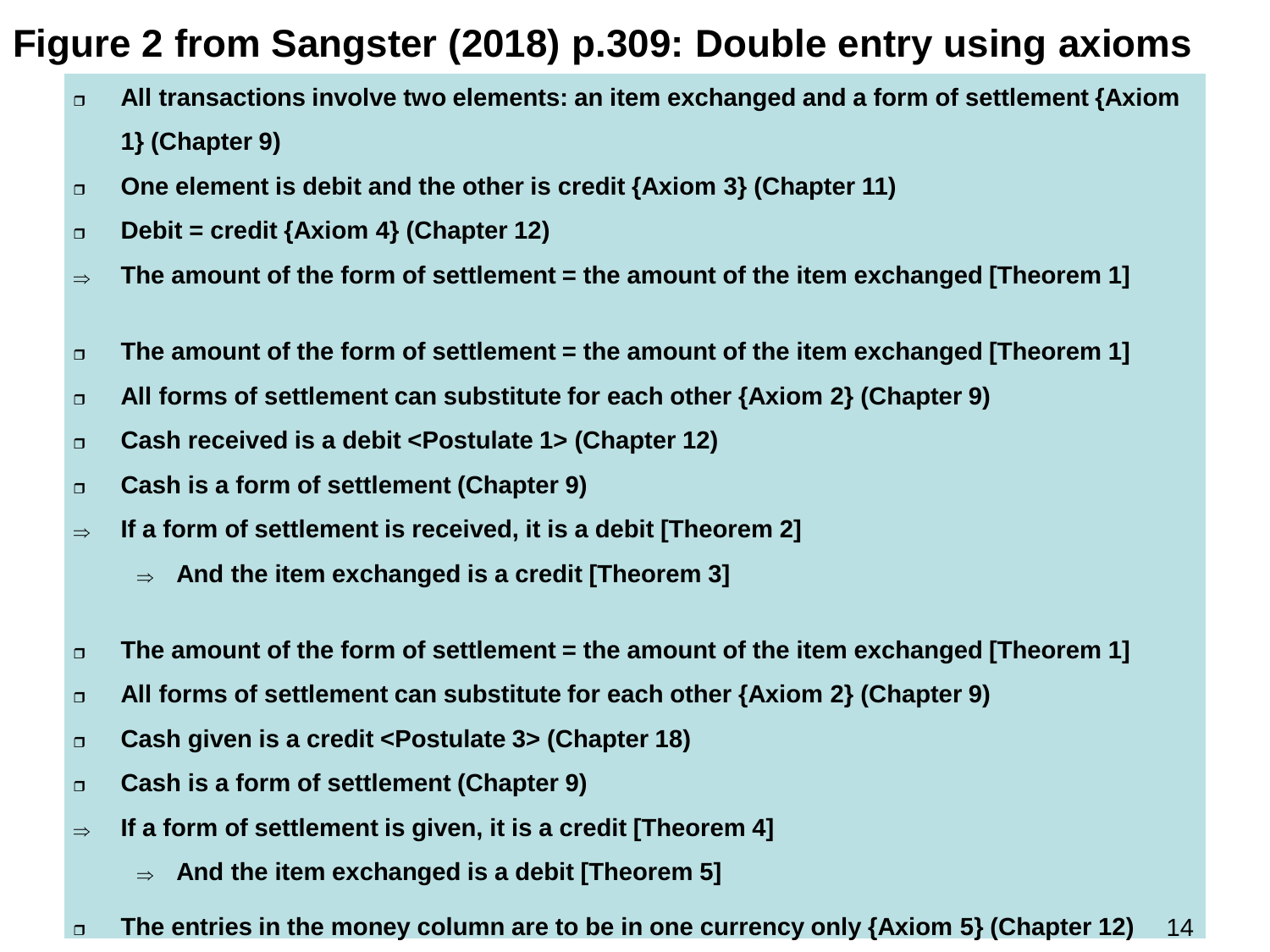# Figure 2 from Sangster (2018) p.309: Double entry using axioms

- All transactions involve two elements: an item exchanged and a form of settlement {Axiom 1} (Chapter 9)
- One element is debit and the other is credit {Axiom 3} (Chapter 11)
- Debit = credit {Axiom 4} (Chapter 12)

$\Rightarrow$ The amount of the form of settlement = the amount of the item exchanged [Theorem 1]

- The amount of the form of settlement = the amount of the item exchanged [Theorem 1]
- All forms of settlement can substitute for each other {Axiom 2} (Chapter 9)
- Cash received is a debit <Postulate 1> (Chapter 12)
- Cash is a form of settlement (Chapter 9)

$\Rightarrow$ If a form of settlement is received, it is a debit [Theorem 2]

  $\Rightarrow$ And the item exchanged is a credit [Theorem 3]

- The amount of the form of settlement = the amount of the item exchanged [Theorem 1]
- All forms of settlement can substitute for each other {Axiom 2} (Chapter 9)
- Cash given is a credit <Postulate 3> (Chapter 18)
- Cash is a form of settlement (Chapter 9)

$\Rightarrow$ If a form of settlement is given, it is a credit [Theorem 4]

  $\Rightarrow$ And the item exchanged is a debit [Theorem 5]

- The entries in the money column are to be in one currency only {Axiom 5} (Chapter 12)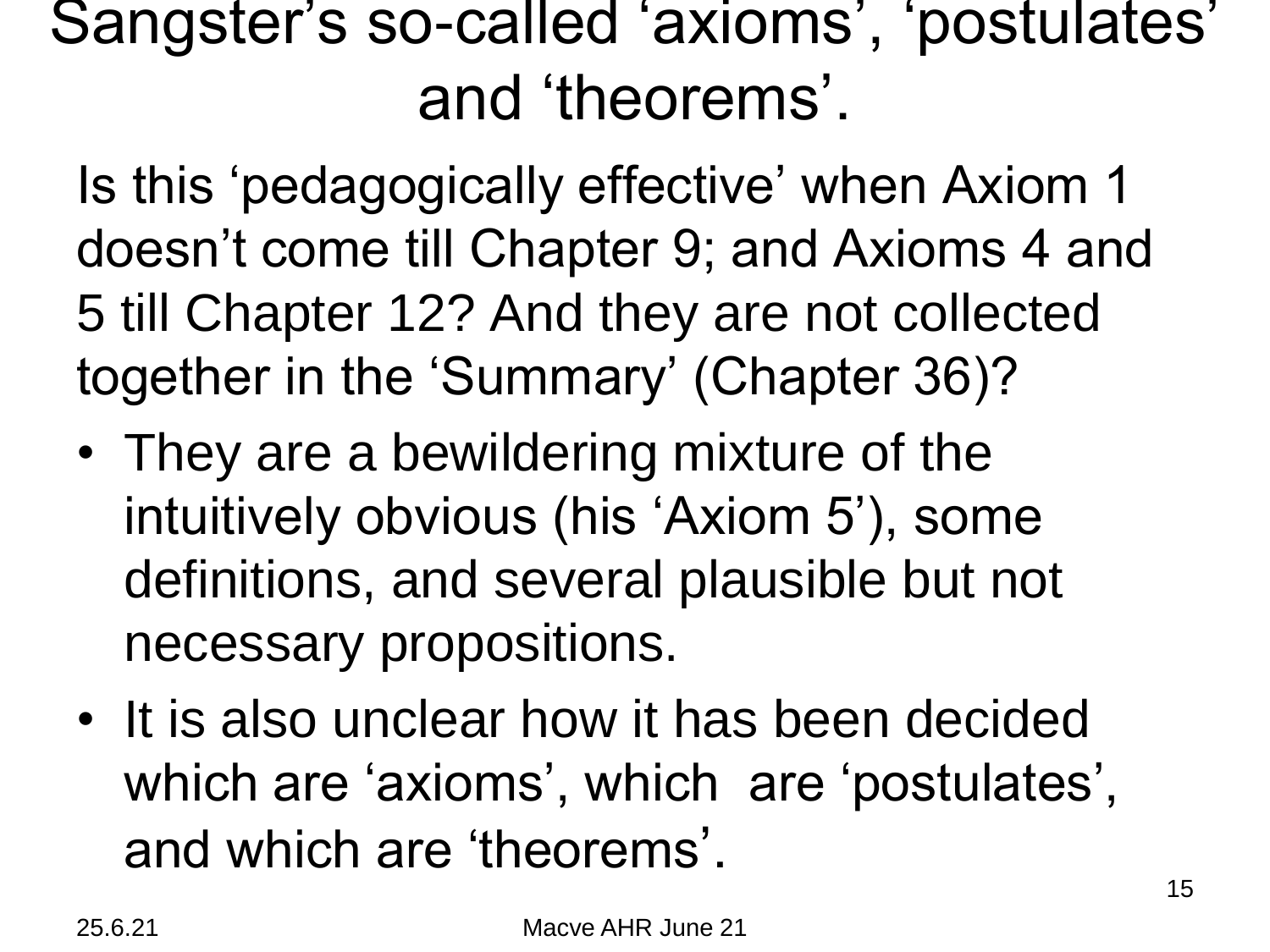# Sangster's so-called 'axioms', 'postulates' and 'theorems'.

Is this 'pedagogically effective' when Axiom 1 doesn't come till Chapter 9; and Axioms 4 and 5 till Chapter 12? And they are not collected together in the 'Summary' (Chapter 36)?

- They are a bewildering mixture of the intuitively obvious (his 'Axiom 5'), some definitions, and several plausible but not necessary propositions.
- It is also unclear how it has been decided which are 'axioms', which are 'postulates', and which are 'theorems'.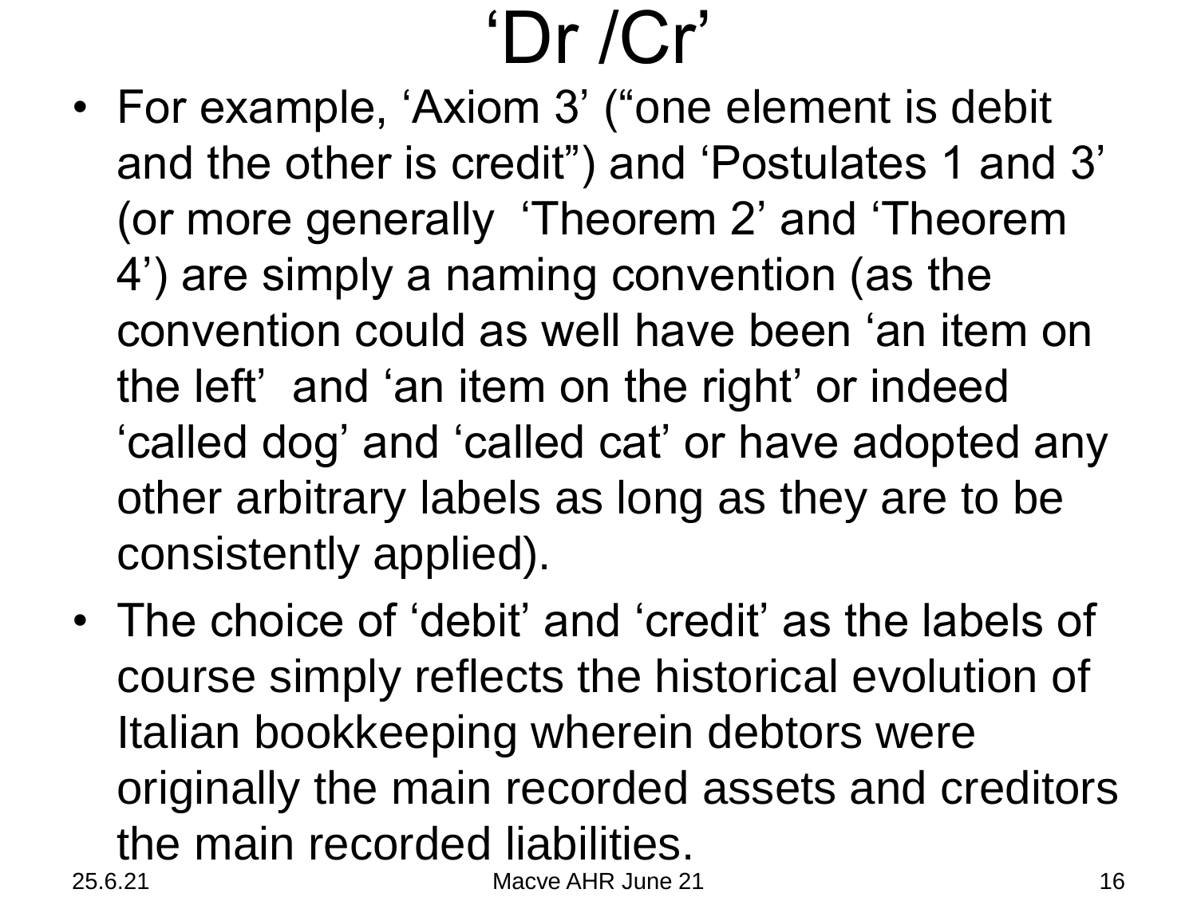# ‘Dr /Cr’

- For example, ‘Axiom 3’ (“one element is debit and the other is credit”) and ‘Postulates 1 and 3’ (or more generally ‘Theorem 2’ and ‘Theorem 4’) are simply a naming convention (as the convention could as well have been ‘an item on the left’ and ‘an item on the right’ or indeed ‘called dog’ and ‘called cat’ or have adopted any other arbitrary labels as long as they are to be consistently applied).
- The choice of ‘debit’ and ‘credit’ as the labels of course simply reflects the historical evolution of Italian bookkeeping wherein debtors were originally the main recorded assets and creditors the main recorded liabilities.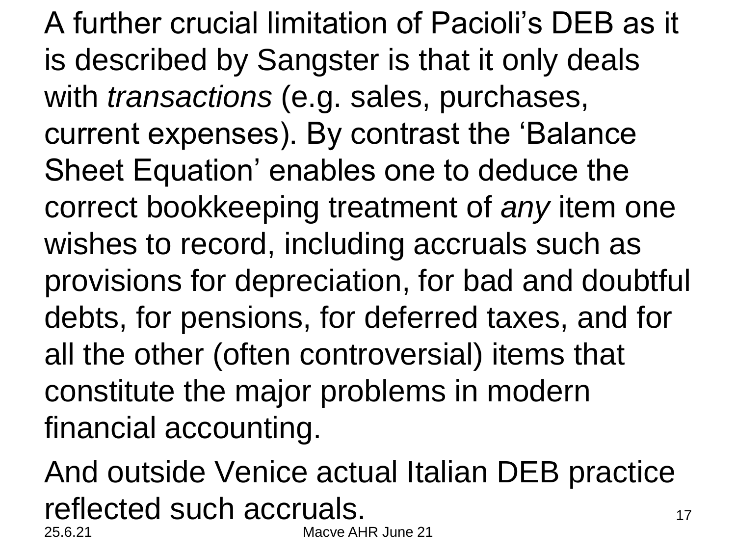A further crucial limitation of Pacioli's DEB as it is described by Sangster is that it only deals with *transactions* (e.g. sales, purchases, current expenses). By contrast the 'Balance Sheet Equation' enables one to deduce the correct bookkeeping treatment of *any* item one wishes to record, including accruals such as provisions for depreciation, for bad and doubtful debts, for pensions, for deferred taxes, and for all the other (often controversial) items that constitute the major problems in modern financial accounting.

And outside Venice actual Italian DEB practice reflected such accruals.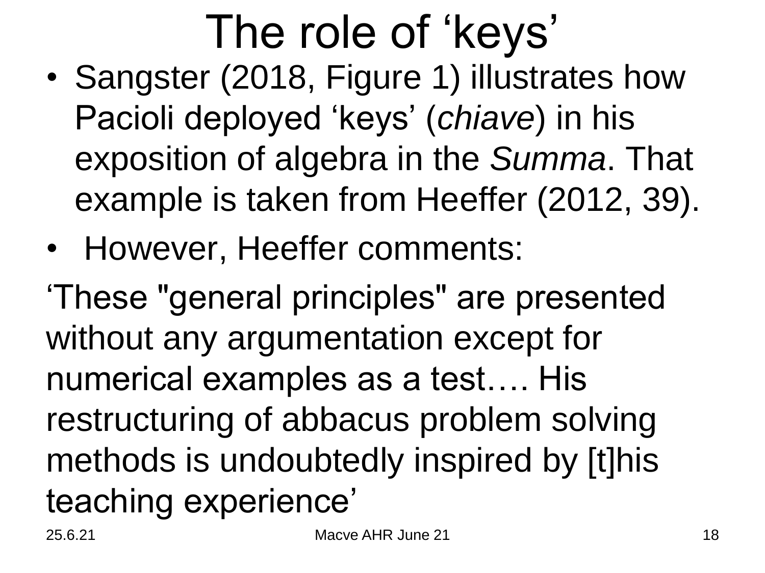# The role of ‘keys’

- Sangster (2018, Figure 1) illustrates how Pacioli deployed ‘keys’ (*chiave*) in his exposition of algebra in the *Summa*. That example is taken from Heeffer (2012, 39).
- However, Heeffer comments:

‘These "general principles" are presented without any argumentation except for numerical examples as a test…. His restructuring of abbacus problem solving methods is undoubtedly inspired by [t]his teaching experience’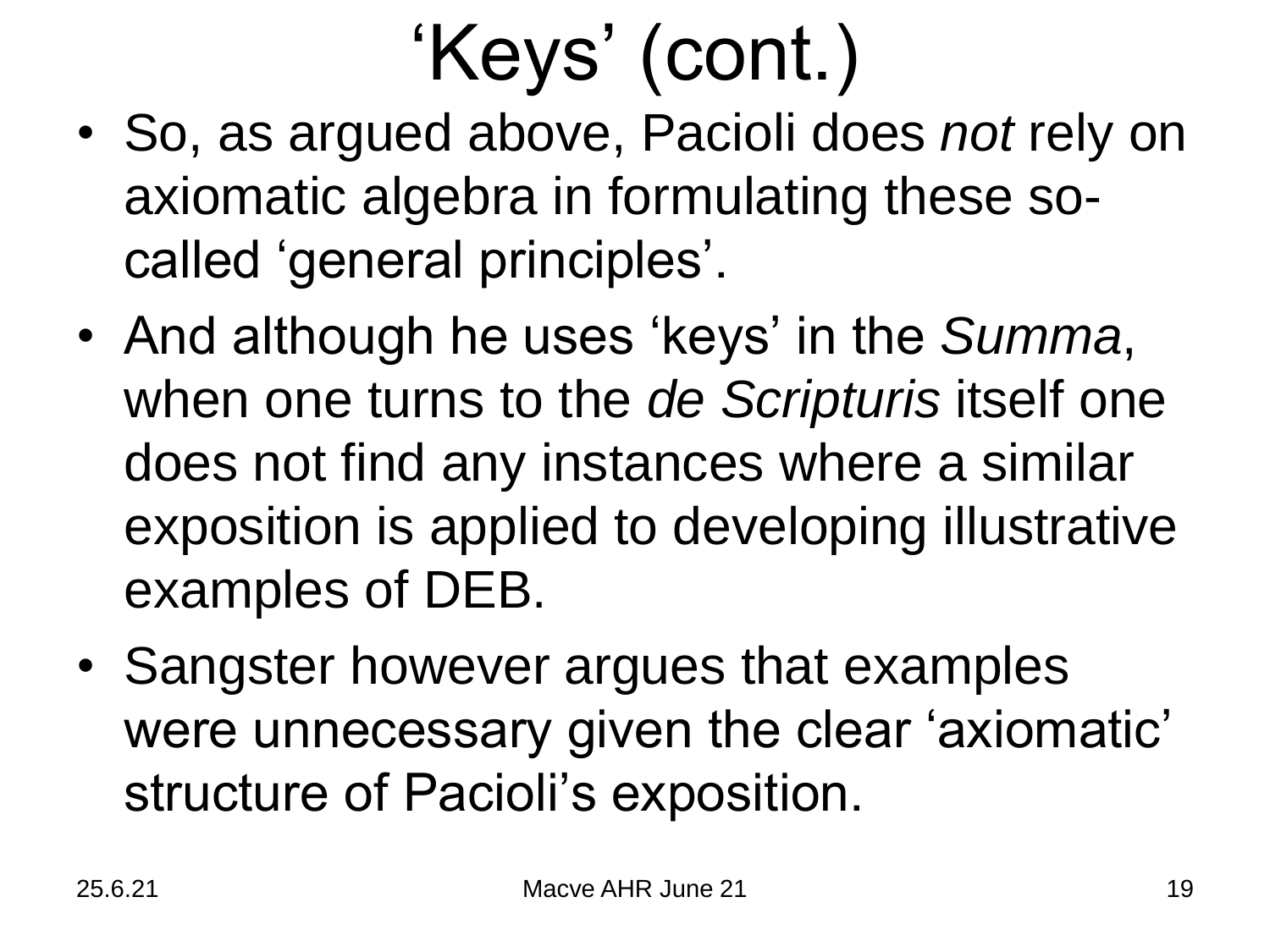# ‘Keys’ (cont.)

- So, as argued above, Pacioli does *not* rely on axiomatic algebra in formulating these so-called ‘general principles’.
- And although he uses ‘keys’ in the *Summa*, when one turns to the *de Scripturis* itself one does not find any instances where a similar exposition is applied to developing illustrative examples of DEB.
- Sangster however argues that examples were unnecessary given the clear ‘axiomatic’ structure of Pacioli’s exposition.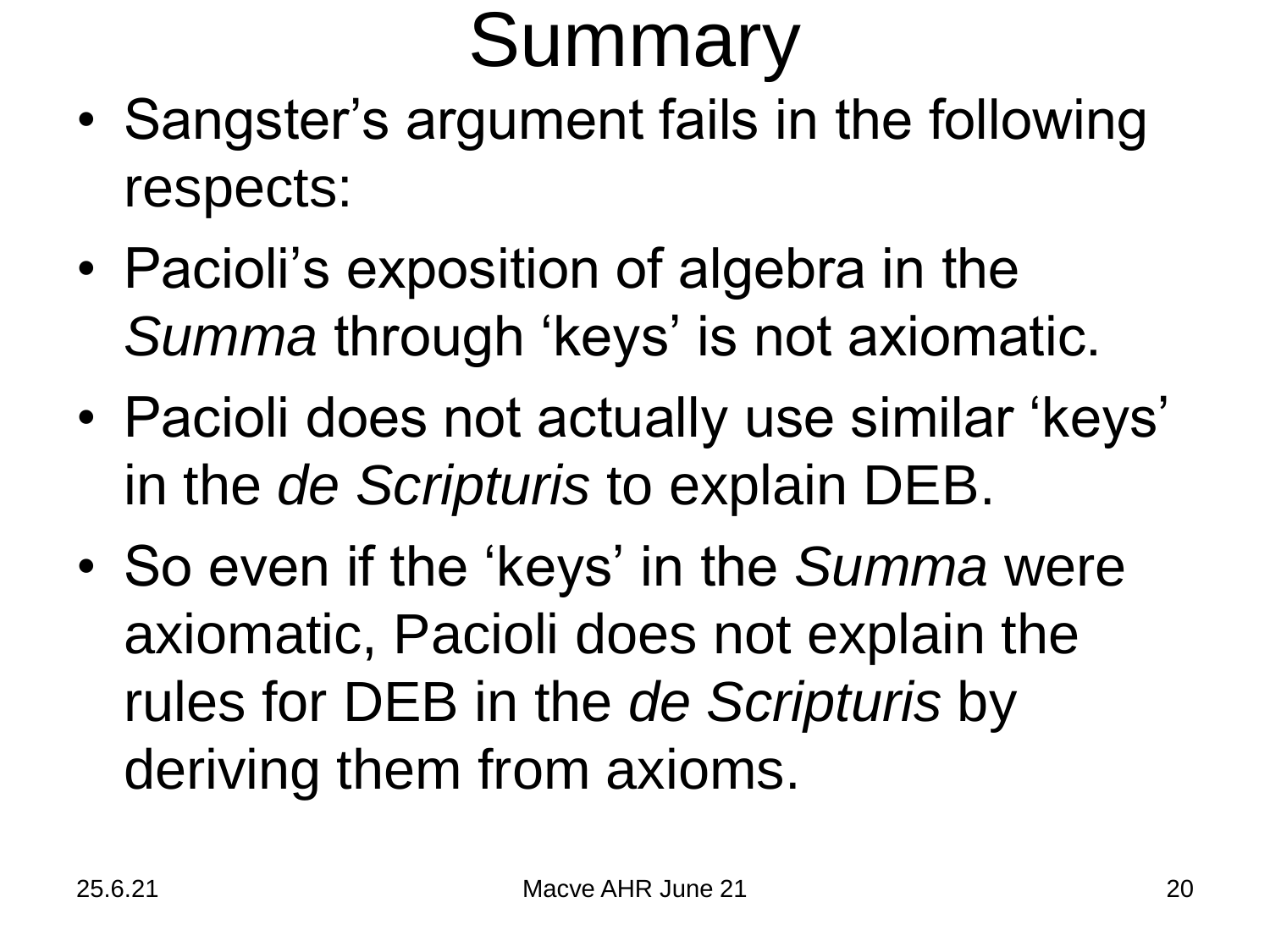# Summary

- Sangster’s argument fails in the following respects:
- Pacioli’s exposition of algebra in the *Summa* through ‘keys’ is not axiomatic.
- Pacioli does not actually use similar ‘keys’ in the *de Scripturis* to explain DEB.
- So even if the ‘keys’ in the *Summa* were axiomatic, Pacioli does not explain the rules for DEB in the *de Scripturis* by deriving them from axioms.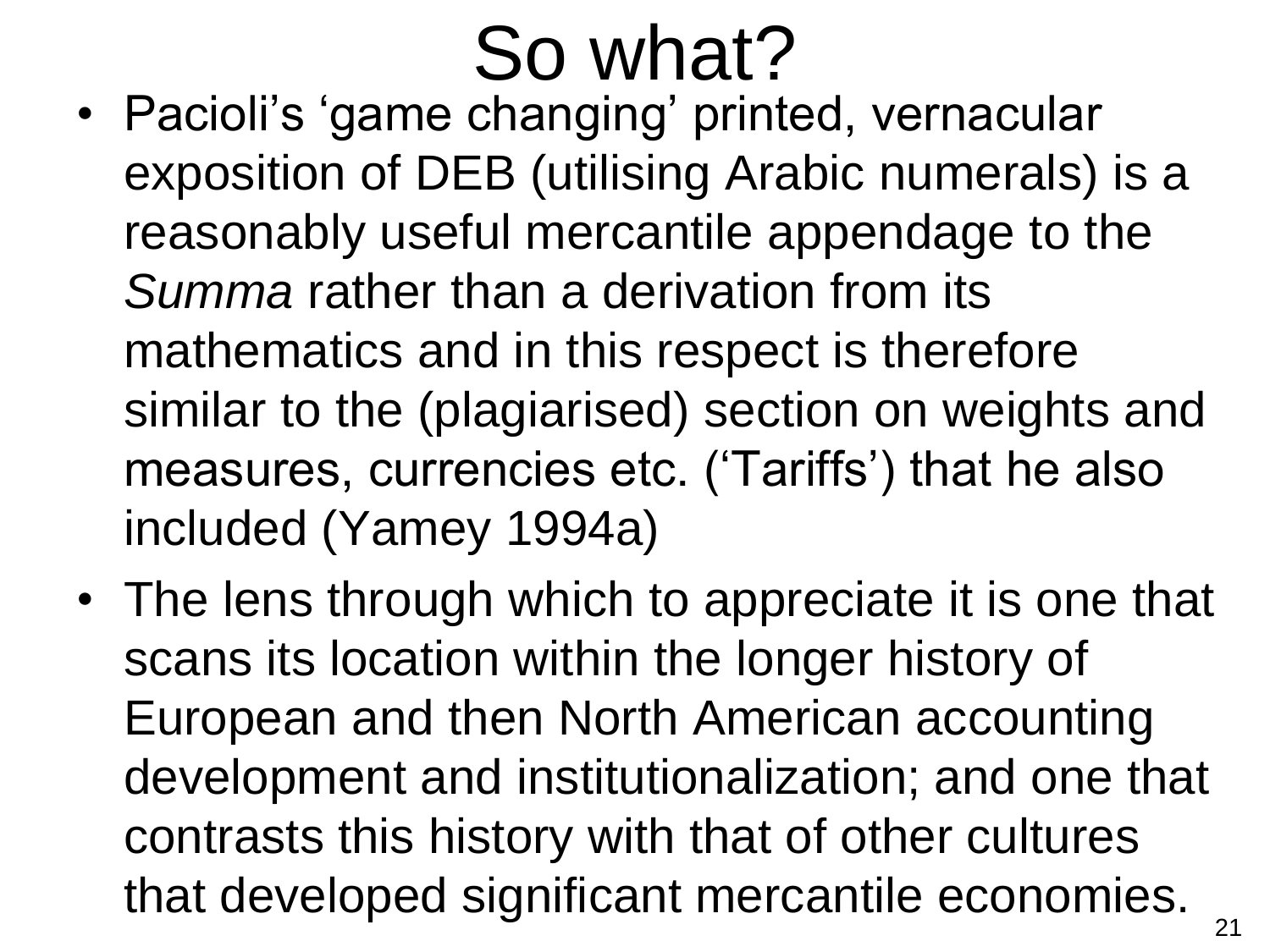# So what?

- Pacioli's 'game changing' printed, vernacular exposition of DEB (utilising Arabic numerals) is a reasonably useful mercantile appendage to the *Summa* rather than a derivation from its mathematics and in this respect is therefore similar to the (plagiarised) section on weights and measures, currencies etc. ('Tariffs') that he also included (Yamey 1994a)
- The lens through which to appreciate it is one that scans its location within the longer history of European and then North American accounting development and institutionalization; and one that contrasts this history with that of other cultures that developed significant mercantile economies.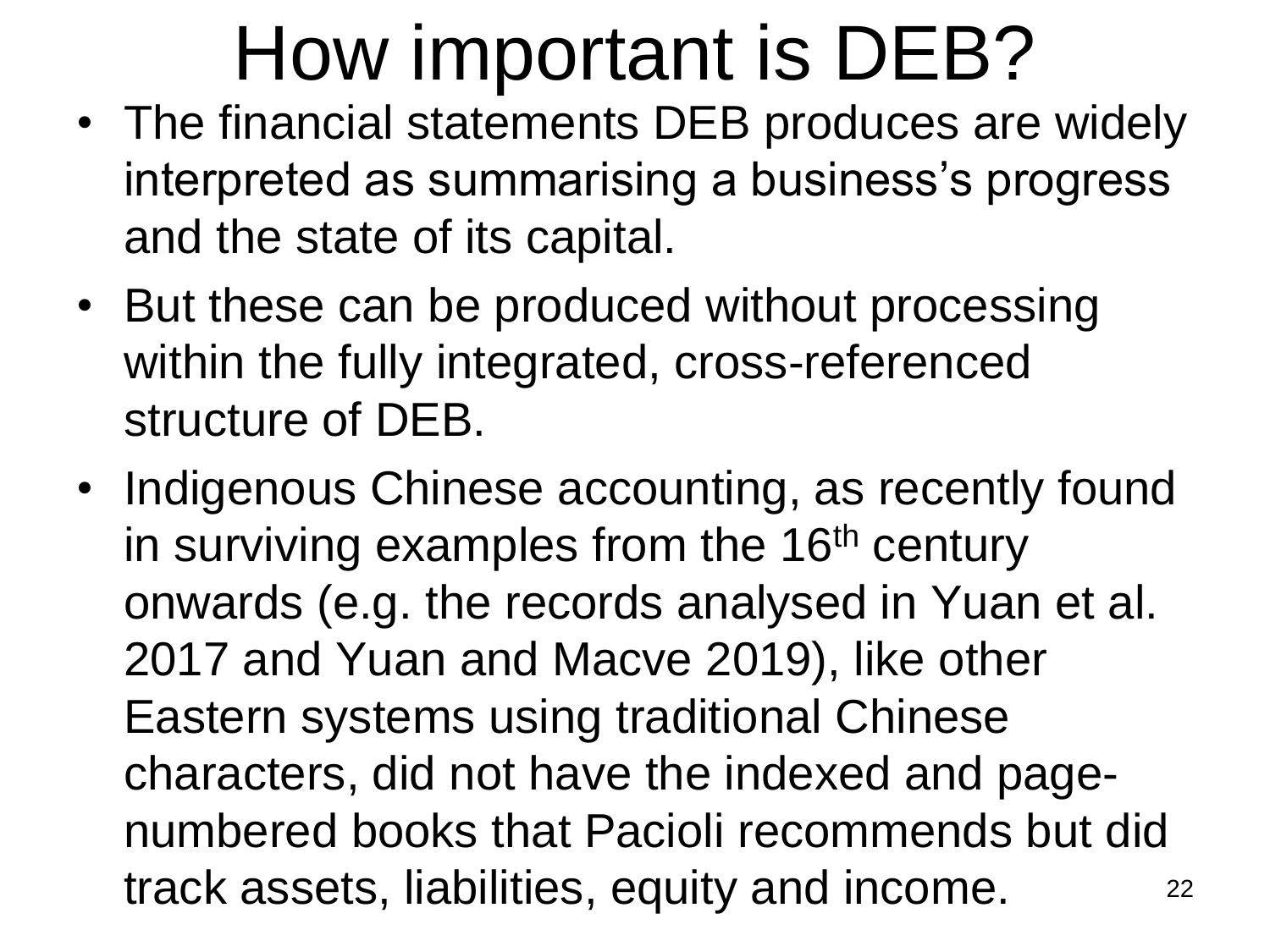# How important is DEB?

- The financial statements DEB produces are widely interpreted as summarising a business's progress and the state of its capital.
- But these can be produced without processing within the fully integrated, cross-referenced structure of DEB.
- Indigenous Chinese accounting, as recently found in surviving examples from the 16th century onwards (e.g. the records analysed in Yuan et al. 2017 and Yuan and Macve 2019), like other Eastern systems using traditional Chinese characters, did not have the indexed and page-numbered books that Pacioli recommends but did track assets, liabilities, equity and income.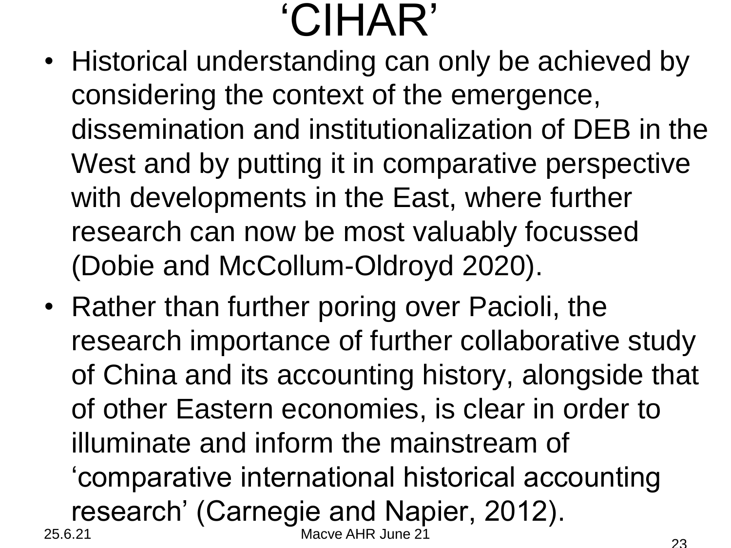# ‘CIHAR’

- Historical understanding can only be achieved by considering the context of the emergence, dissemination and institutionalization of DEB in the West and by putting it in comparative perspective with developments in the East, where further research can now be most valuably focussed (Dobie and McCollum-Oldroyd 2020).
- Rather than further poring over Pacioli, the research importance of further collaborative study of China and its accounting history, alongside that of other Eastern economies, is clear in order to illuminate and inform the mainstream of ‘comparative international historical accounting research’ (Carnegie and Napier, 2012).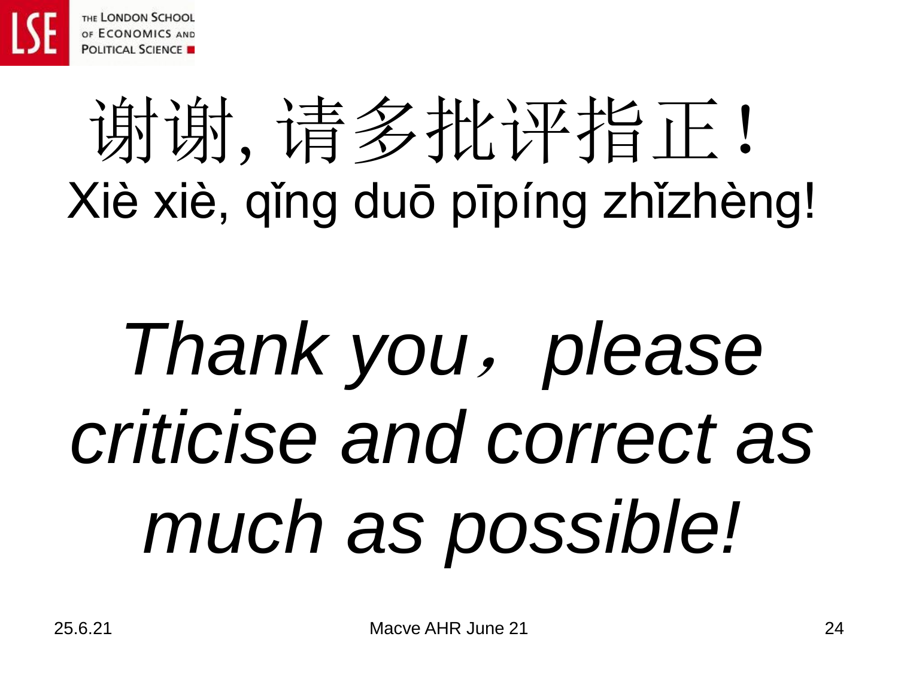# 谢谢, 请多批评指正！

Xiè xiè, qǐng duō pīpíng zhǐzhèng!

*Thank you，please criticise and correct as much as possible!*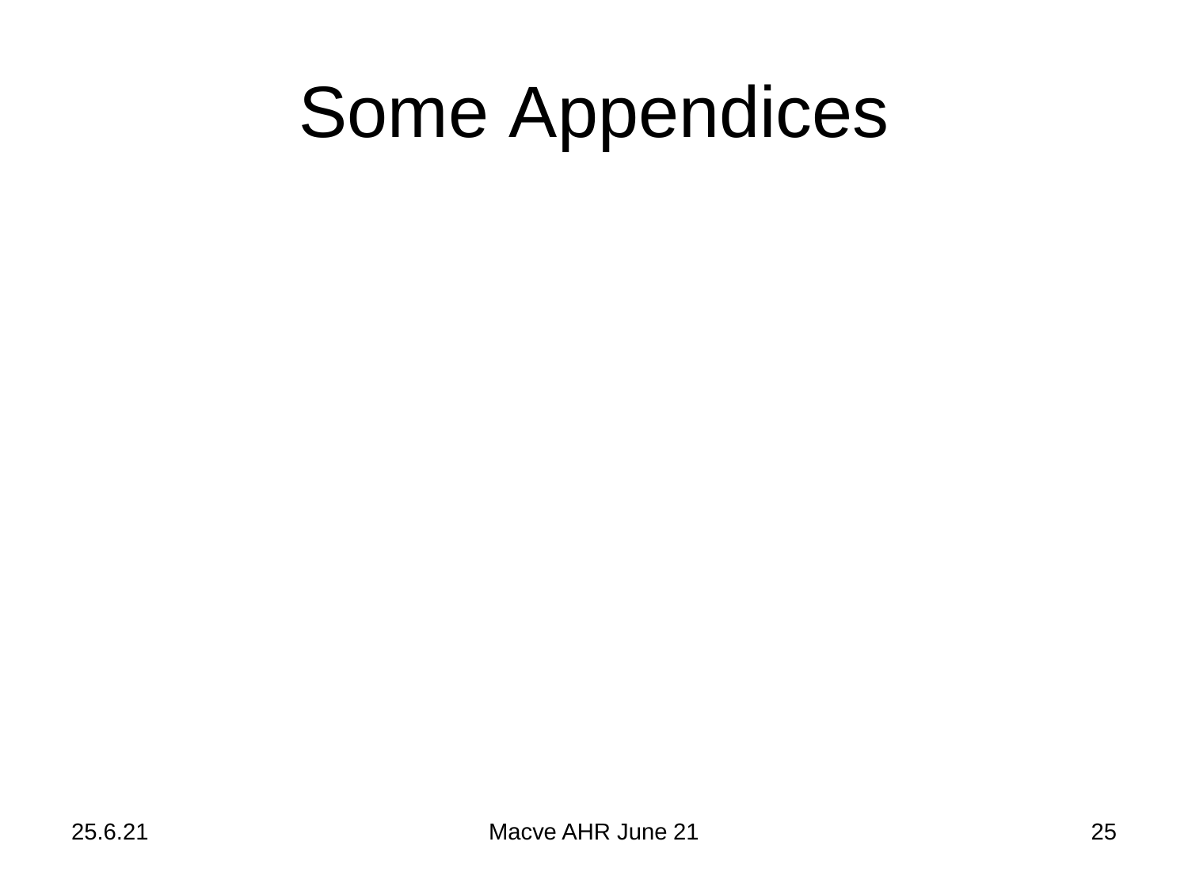# Some Appendices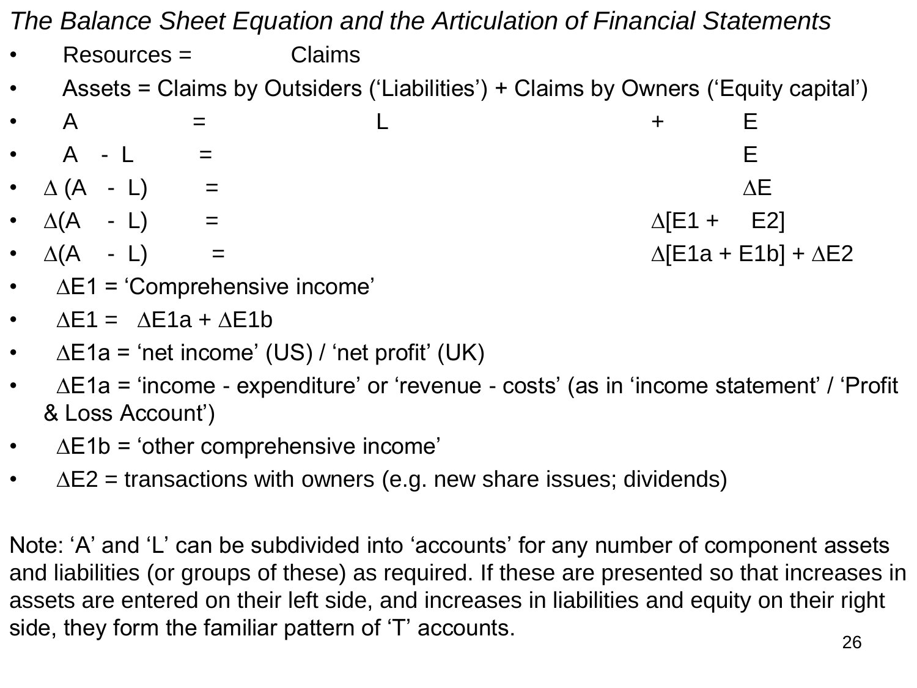*The Balance Sheet Equation and the Articulation of Financial Statements*

- Resources = Claims
- Assets = Claims by Outsiders ('Liabilities') + Claims by Owners ('Equity capital')
- $A = L + E$
- $A - L = E$
- $\Delta (A - L) = \Delta E$
- $\Delta (A - L) = \Delta [E1 + E2]$
- $\Delta (A - L) = \Delta [E1a + E1b] + \Delta E2$
- $\Delta E1$ = 'Comprehensive income'
- $\Delta E1 = \Delta E1a + \Delta E1b$
- $\Delta E1a$ = 'net income' (US) / 'net profit' (UK)
- $\Delta E1a$ = 'income - expenditure' or 'revenue - costs' (as in 'income statement' / 'Profit & Loss Account')
- $\Delta E1b$ = 'other comprehensive income'
- $\Delta E2$ = transactions with owners (e.g. new share issues; dividends)

Note: 'A' and 'L' can be subdivided into 'accounts' for any number of component assets and liabilities (or groups of these) as required. If these are presented so that increases in assets are entered on their left side, and increases in liabilities and equity on their right side, they form the familiar pattern of 'T' accounts.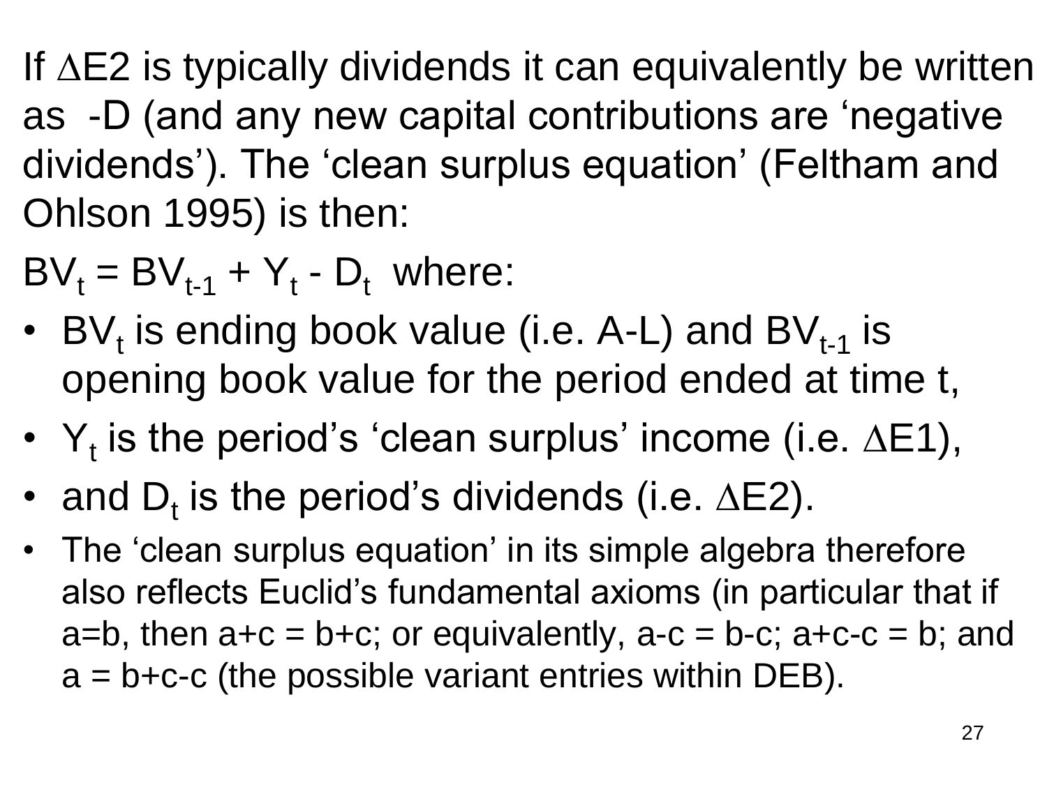If $\Delta E2$ is typically dividends it can equivalently be written as -D (and any new capital contributions are 'negative dividends'). The 'clean surplus equation' (Feltham and Ohlson 1995) is then:

$BV_t = BV_{t-1} + Y_t - D_t$ where:

- $BV_t$ is ending book value (i.e. A-L) and $BV_{t-1}$ is opening book value for the period ended at time t,
- $Y_t$ is the period's 'clean surplus' income (i.e. $\Delta E1$),
- and $D_t$ is the period's dividends (i.e. $\Delta E2$).
- The 'clean surplus equation' in its simple algebra therefore also reflects Euclid's fundamental axioms (in particular that if a=b, then a+c = b+c; or equivalently, a-c = b-c; a+c-c = b; and a = b+c-c (the possible variant entries within DEB).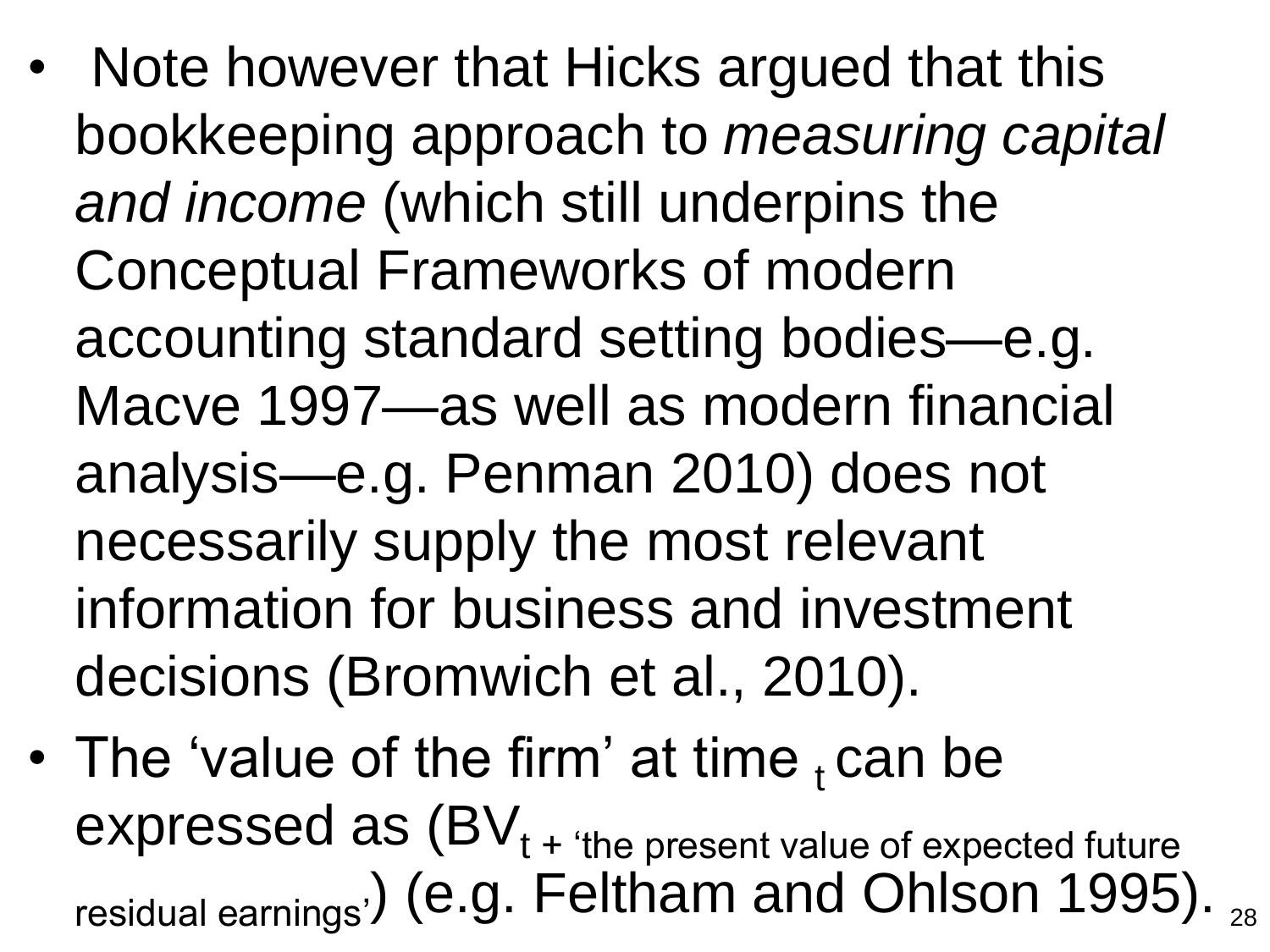- Note however that Hicks argued that this bookkeeping approach to *measuring capital and income* (which still underpins the Conceptual Frameworks of modern accounting standard setting bodies—e.g. Macve 1997—as well as modern financial analysis—e.g. Penman 2010) does not necessarily supply the most relevant information for business and investment decisions (Bromwich et al., 2010).
- The ‘value of the firm’ at time $_t$ can be expressed as ($BV_{t}$ + ‘the present value of expected future residual earnings’) (e.g. Feltham and Ohlson 1995).